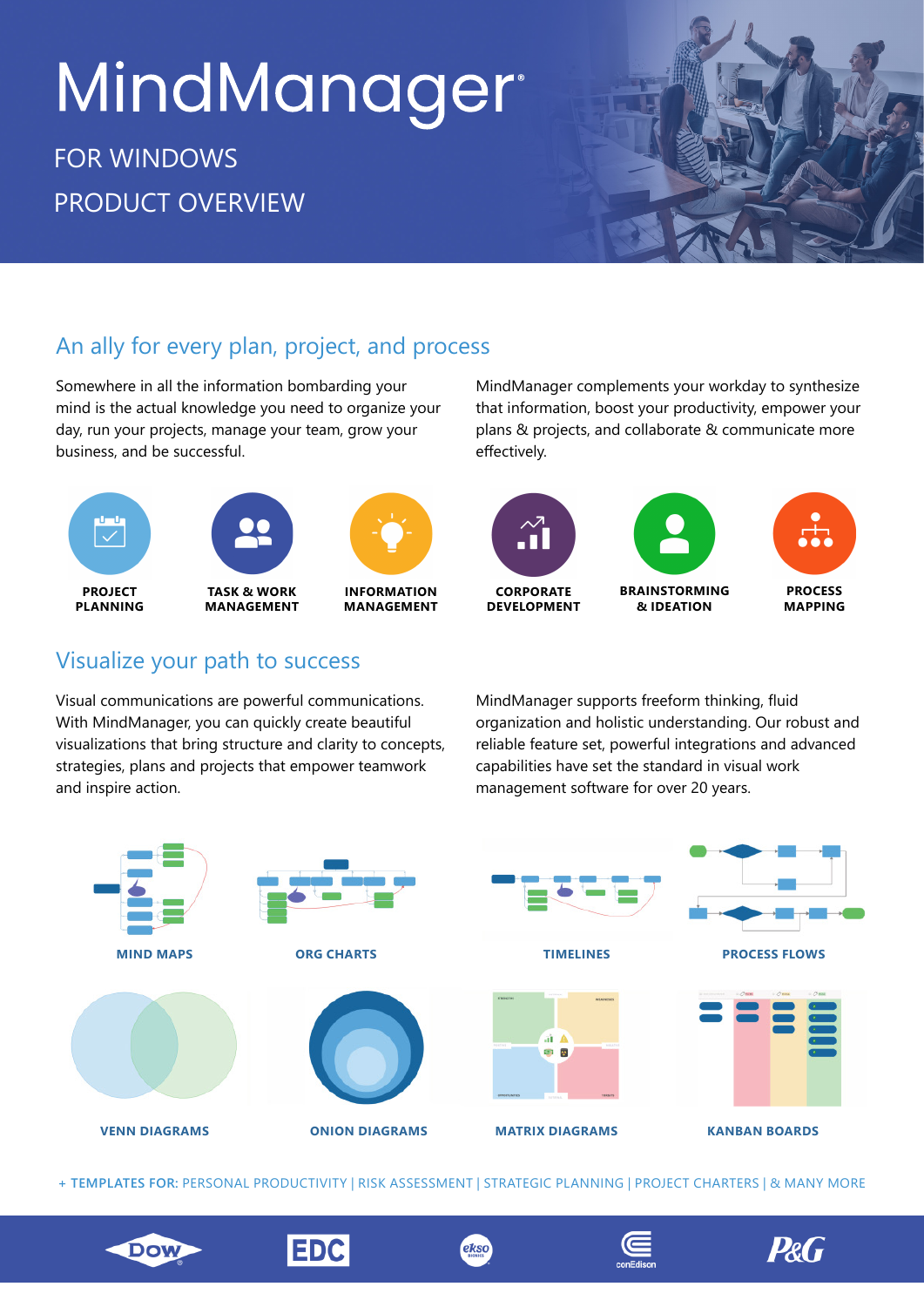# MindManager®

FOR WINDOWS

PRODUCT OVERVIEW

## An ally for every plan, project, and process

Somewhere in all the information bombarding your mind is the actual knowledge you need to organize your day, run your projects, manage your team, grow your business, and be successful.

MindManager complements your workday to synthesize that information, boost your productivity, empower your plans & projects, and collaborate & communicate more effectively.

**PROJECT PLANNING**

**TASK & WORK MANAGEMENT**

**INFORMATION MANAGEMENT**

**CORPORATE DEVELOPMENT**

**BRAINSTORMING & IDEATION**

**PROCESS MAPPING**

## Visualize your path to success

Visual communications are powerful communications. With MindManager, you can quickly create beautiful visualizations that bring structure and clarity to concepts, strategies, plans and projects that empower teamwork and inspire action.

MindManager supports freeform thinking, fluid organization and holistic understanding. Our robust and reliable feature set, powerful integrations and advanced capabilities have set the standard in visual work management software for over 20 years.

**MIND MAPS**

**ORG CHARTS**

**TIMELINES**

**PROCESS FLOWS**

**VENN DIAGRAMS**

**ONION DIAGRAMS**

**MATRIX DIAGRAMS**

**KANBAN BOARDS**

+ **TEMPLATES FOR:** PERSONAL PRODUCTIVITY | RISK ASSESSMENT | STRATEGIC PLANNING | PROJECT CHARTERS | & MANY MORE

DOW | EDC | ekso | conEdison | P&G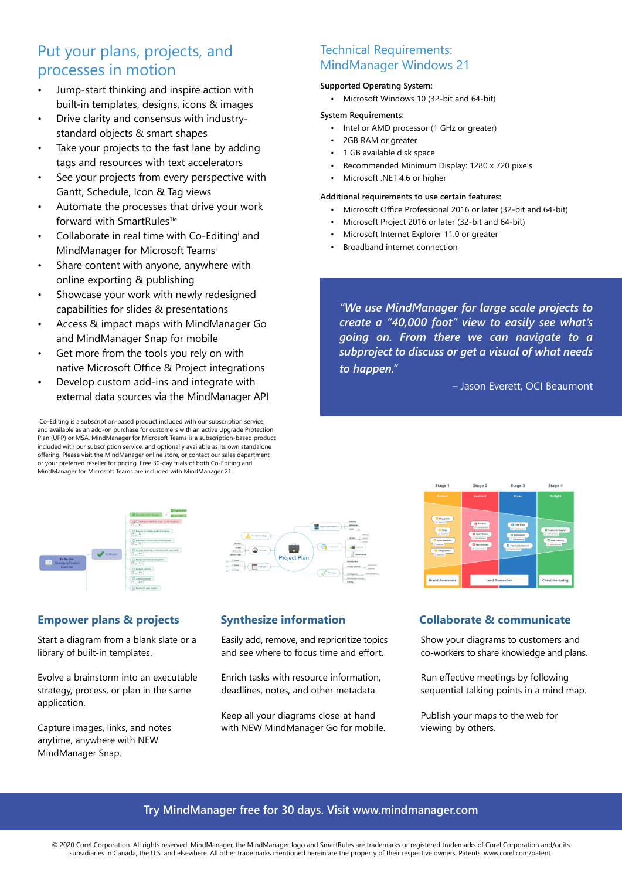## Put your plans, projects, and processes in motion

- Jump-start thinking and inspire action with built-in templates, designs, icons & images
- Drive clarity and consensus with industry-standard objects & smart shapes
- Take your projects to the fast lane by adding tags and resources with text accelerators
- See your projects from every perspective with Gantt, Schedule, Icon & Tag views
- Automate the processes that drive your work forward with SmartRules™
- Collaborate in real time with Co-Editing[i] and MindManager for Microsoft Teams[i]
- Share content with anyone, anywhere with online exporting & publishing
- Showcase your work with newly redesigned capabilities for slides & presentations
- Access & impact maps with MindManager Go and MindManager Snap for mobile
- Get more from the tools you rely on with native Microsoft Office & Project integrations
- Develop custom add-ins and integrate with external data sources via the MindManager API

[i] Co-Editing is a subscription-based product included with our subscription service, and available as an add-on purchase for customers with an active Upgrade Protection Plan (UPP) or MSA. MindManager for Microsoft Teams is a subscription-based product included with our subscription service, and optionally available as its own standalone offering. Please visit the MindManager online store, or contact our sales department or your preferred reseller for pricing. Free 30-day trials of both Co-Editing and MindManager for Microsoft Teams are included with MindManager 21.

## Technical Requirements: MindManager Windows 21

**Supported Operating System:**

- Microsoft Windows 10 (32-bit and 64-bit)

**System Requirements:**

- Intel or AMD processor (1 GHz or greater)
- 2GB RAM or greater
- 1 GB available disk space
- Recommended Minimum Display: 1280 x 720 pixels
- Microsoft .NET 4.6 or higher

**Additional requirements to use certain features:**

- Microsoft Office Professional 2016 or later (32-bit and 64-bit)
- Microsoft Project 2016 or later (32-bit and 64-bit)
- Microsoft Internet Explorer 11.0 or greater
- Broadband internet connection

*"We use MindManager for large scale projects to create a "40,000 foot" view to easily see what's going on. From there we can navigate to a subproject to discuss or get a visual of what needs to happen."*

– Jason Everett, OCI Beaumont

### Empower plans & projects

Start a diagram from a blank slate or a library of built-in templates.

Evolve a brainstorm into an executable strategy, process, or plan in the same application.

Capture images, links, and notes anytime, anywhere with NEW MindManager Snap.

### Synthesize information

Easily add, remove, and reprioritize topics and see where to focus time and effort.

Enrich tasks with resource information, deadlines, notes, and other metadata.

Keep all your diagrams close-at-hand with NEW MindManager Go for mobile.

### Collaborate & communicate

Show your diagrams to customers and co-workers to share knowledge and plans.

Run effective meetings by following sequential talking points in a mind map.

Publish your maps to the web for viewing by others.

**Try MindManager free for 30 days. Visit www.mindmanager.com**

© 2020 Corel Corporation. All rights reserved. MindManager, the MindManager logo and SmartRules are trademarks or registered trademarks of Corel Corporation and/or its subsidiaries in Canada, the U.S. and elsewhere. All other trademarks mentioned herein are the property of their respective owners. Patents: www.corel.com/patent.